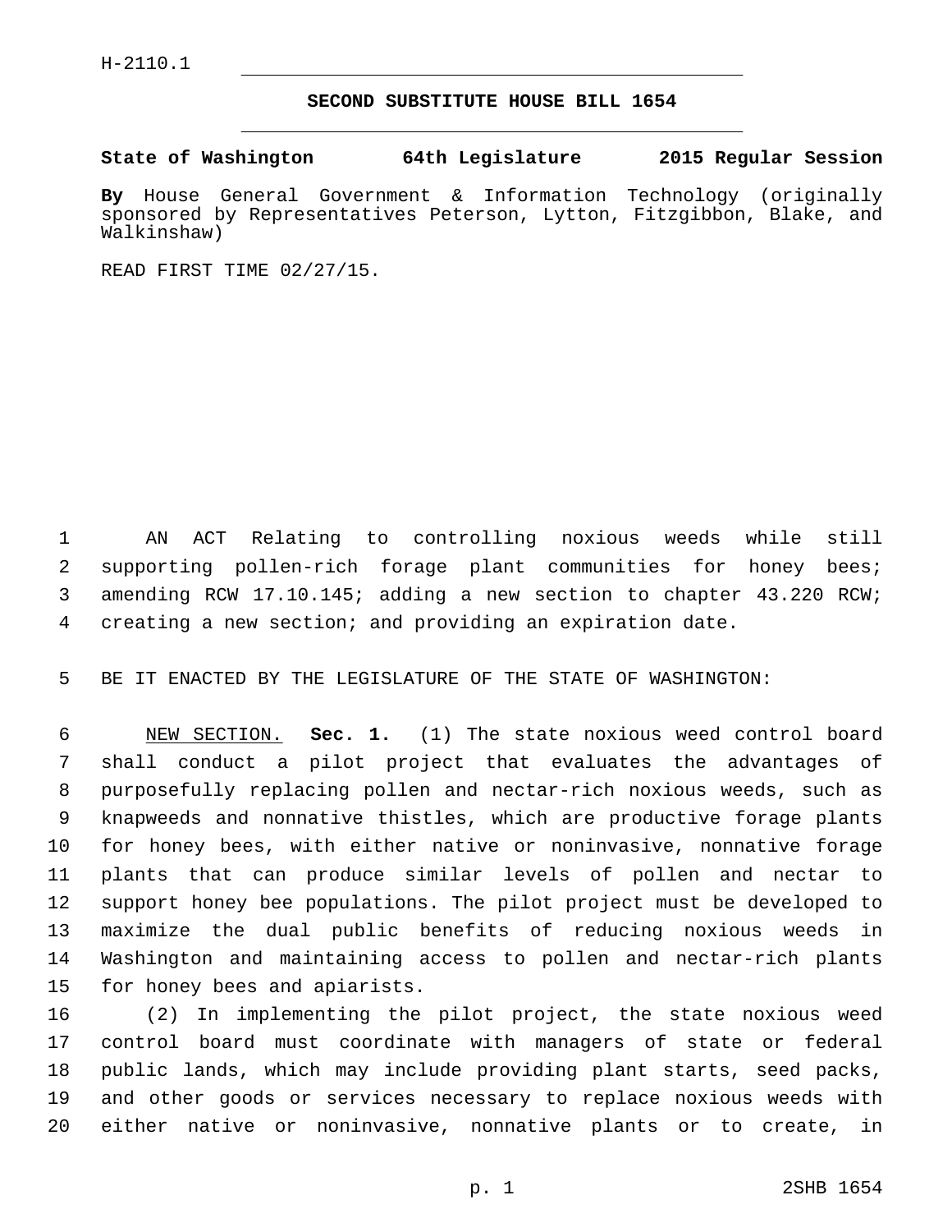H-2110.1

# SECOND SUBSTITUTE HOUSE BILL 1654

**State of Washington 64th Legislature 2015 Regular Session**

**By** House General Government & Information Technology (originally sponsored by Representatives Peterson, Lytton, Fitzgibbon, Blake, and Walkinshaw)

READ FIRST TIME 02/27/15.

AN ACT Relating to controlling noxious weeds while still supporting pollen-rich forage plant communities for honey bees; amending RCW 17.10.145; adding a new section to chapter 43.220 RCW; creating a new section; and providing an expiration date.

BE IT ENACTED BY THE LEGISLATURE OF THE STATE OF WASHINGTON:

NEW SECTION. **Sec. 1.** (1) The state noxious weed control board shall conduct a pilot project that evaluates the advantages of purposefully replacing pollen and nectar-rich noxious weeds, such as knapweeds and nonnative thistles, which are productive forage plants for honey bees, with either native or noninvasive, nonnative forage plants that can produce similar levels of pollen and nectar to support honey bee populations. The pilot project must be developed to maximize the dual public benefits of reducing noxious weeds in Washington and maintaining access to pollen and nectar-rich plants for honey bees and apiarists.

(2) In implementing the pilot project, the state noxious weed control board must coordinate with managers of state or federal public lands, which may include providing plant starts, seed packs, and other goods or services necessary to replace noxious weeds with either native or noninvasive, nonnative plants or to create, in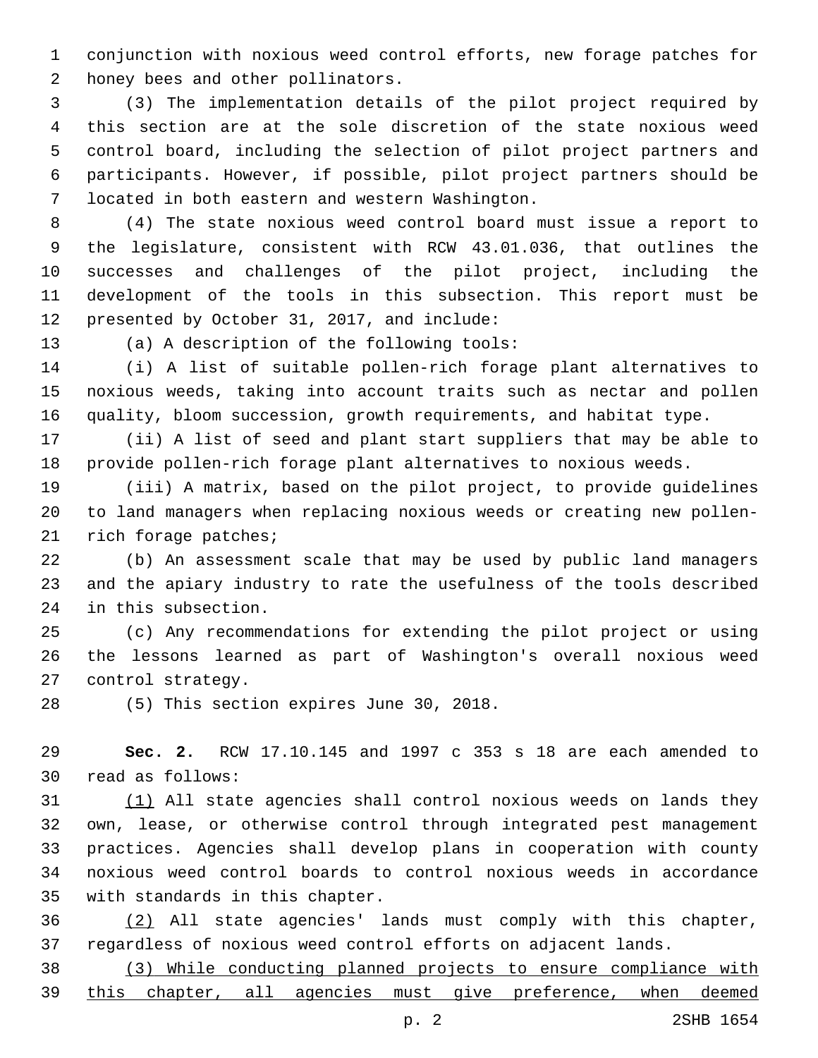conjunction with noxious weed control efforts, new forage patches for honey bees and other pollinators.

(3) The implementation details of the pilot project required by this section are at the sole discretion of the state noxious weed control board, including the selection of pilot project partners and participants. However, if possible, pilot project partners should be located in both eastern and western Washington.

(4) The state noxious weed control board must issue a report to the legislature, consistent with RCW 43.01.036, that outlines the successes and challenges of the pilot project, including the development of the tools in this subsection. This report must be presented by October 31, 2017, and include:

(a) A description of the following tools:

(i) A list of suitable pollen-rich forage plant alternatives to noxious weeds, taking into account traits such as nectar and pollen quality, bloom succession, growth requirements, and habitat type.

(ii) A list of seed and plant start suppliers that may be able to provide pollen-rich forage plant alternatives to noxious weeds.

(iii) A matrix, based on the pilot project, to provide guidelines to land managers when replacing noxious weeds or creating new pollen-rich forage patches;

(b) An assessment scale that may be used by public land managers and the apiary industry to rate the usefulness of the tools described in this subsection.

(c) Any recommendations for extending the pilot project or using the lessons learned as part of Washington's overall noxious weed control strategy.

(5) This section expires June 30, 2018.

**Sec. 2.** RCW 17.10.145 and 1997 c 353 s 18 are each amended to read as follows:

<u>(1)</u> All state agencies shall control noxious weeds on lands they own, lease, or otherwise control through integrated pest management practices. Agencies shall develop plans in cooperation with county noxious weed control boards to control noxious weeds in accordance with standards in this chapter.

<u>(2)</u> All state agencies' lands must comply with this chapter, regardless of noxious weed control efforts on adjacent lands.

<u>(3) While conducting planned projects to ensure compliance with this chapter, all agencies must give preference, when deemed</u>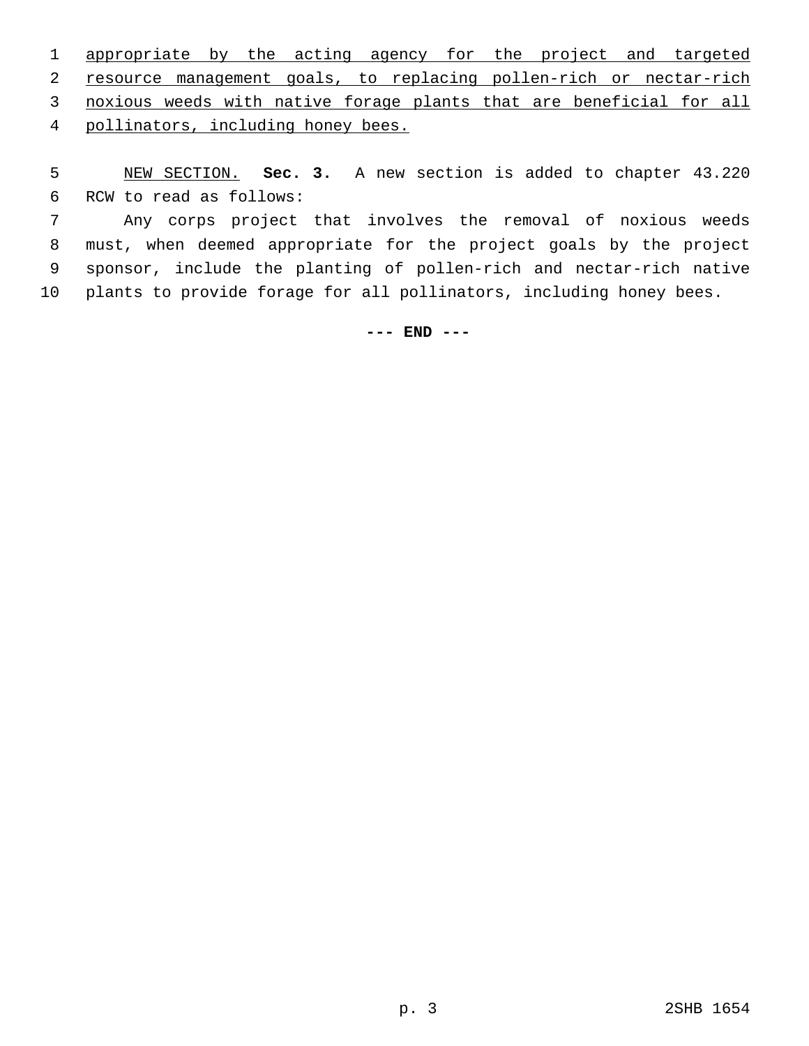appropriate by the acting agency for the project and targeted resource management goals, to replacing pollen-rich or nectar-rich noxious weeds with native forage plants that are beneficial for all pollinators, including honey bees.

NEW SECTION. **Sec. 3.** A new section is added to chapter 43.220 RCW to read as follows:

Any corps project that involves the removal of noxious weeds must, when deemed appropriate for the project goals by the project sponsor, include the planting of pollen-rich and nectar-rich native plants to provide forage for all pollinators, including honey bees.

**--- END ---**